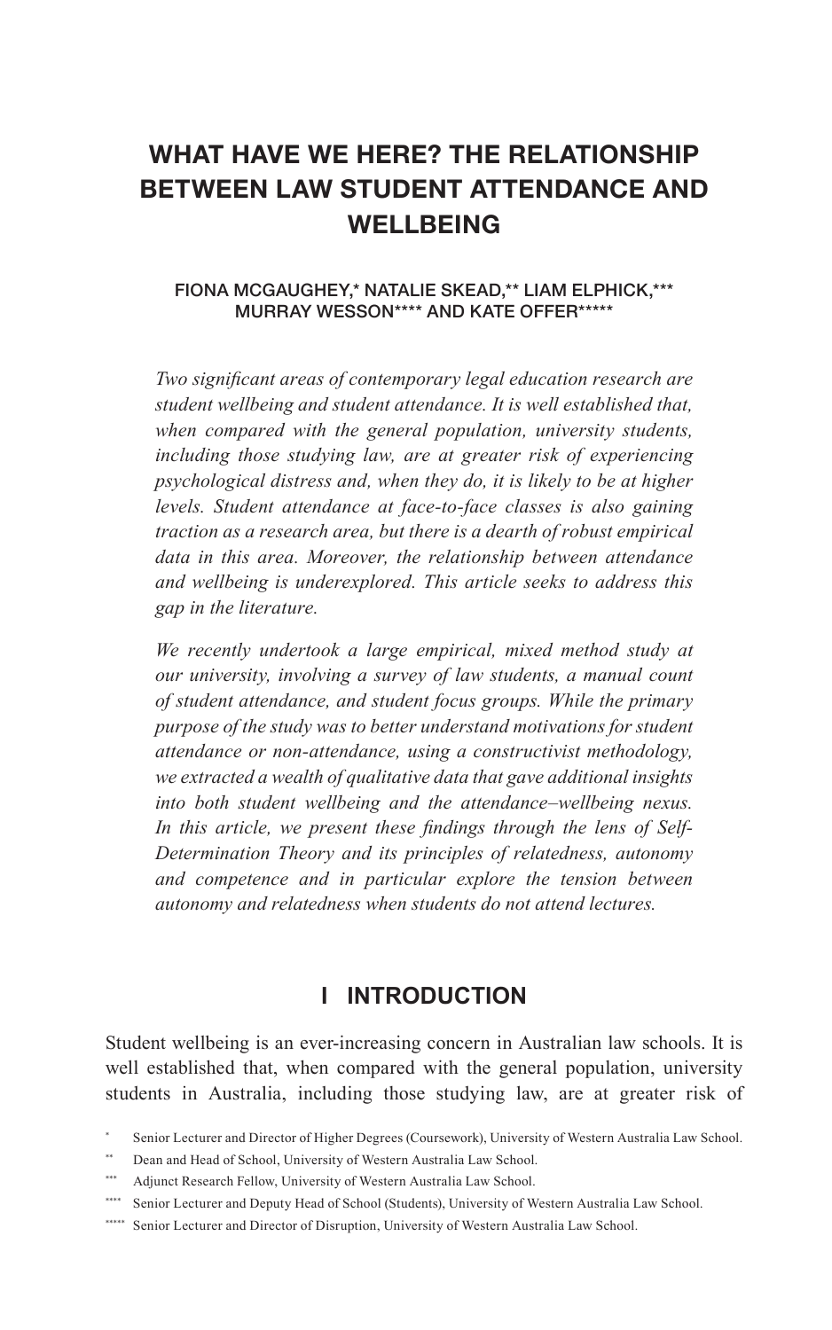# WHAT HAVE WE HERE? THE RELATIONSHIP BETWEEN LAW STUDENT ATTENDANCE AND WELLBEING

FIONA MCGAUGHEY,* NATALIE SKEAD,** LIAM ELPHICK,*** MURRAY WESSON**** AND KATE OFFER*****

*Two significant areas of contemporary legal education research are student wellbeing and student attendance. It is well established that, when compared with the general population, university students, including those studying law, are at greater risk of experiencing psychological distress and, when they do, it is likely to be at higher levels. Student attendance at face-to-face classes is also gaining traction as a research area, but there is a dearth of robust empirical data in this area. Moreover, the relationship between attendance and wellbeing is underexplored. This article seeks to address this gap in the literature.*

*We recently undertook a large empirical, mixed method study at our university, involving a survey of law students, a manual count of student attendance, and student focus groups. While the primary purpose of the study was to better understand motivations for student attendance or non-attendance, using a constructivist methodology, we extracted a wealth of qualitative data that gave additional insights into both student wellbeing and the attendance–wellbeing nexus. In this article, we present these findings through the lens of Self-Determination Theory and its principles of relatedness, autonomy and competence and in particular explore the tension between autonomy and relatedness when students do not attend lectures.*

## I INTRODUCTION

Student wellbeing is an ever-increasing concern in Australian law schools. It is well established that, when compared with the general population, university students in Australia, including those studying law, are at greater risk of

\* Senior Lecturer and Director of Higher Degrees (Coursework), University of Western Australia Law School.

\** Dean and Head of School, University of Western Australia Law School.

\*** Adjunct Research Fellow, University of Western Australia Law School.

\**** Senior Lecturer and Deputy Head of School (Students), University of Western Australia Law School.

\***** Senior Lecturer and Director of Disruption, University of Western Australia Law School.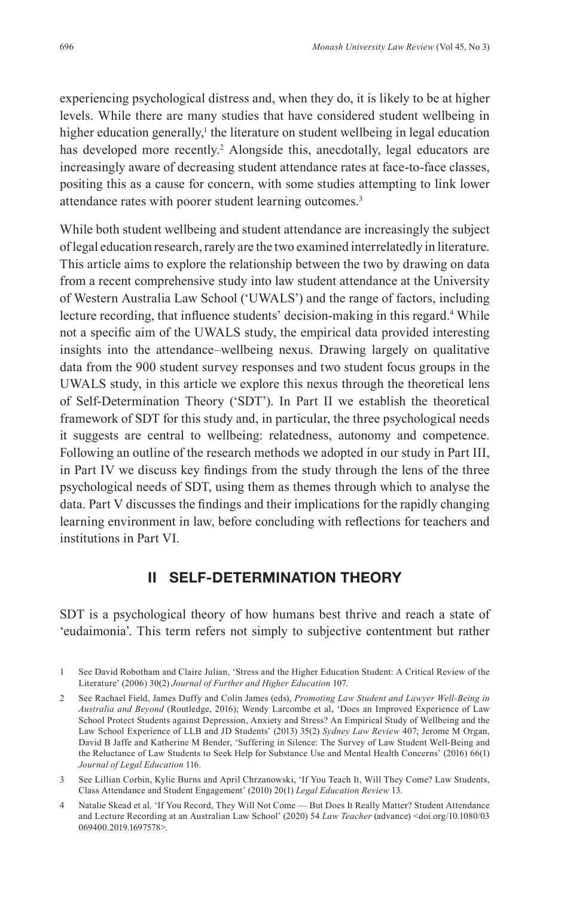experiencing psychological distress and, when they do, it is likely to be at higher levels. While there are many studies that have considered student wellbeing in higher education generally,[1] the literature on student wellbeing in legal education has developed more recently.[2] Alongside this, anecdotally, legal educators are increasingly aware of decreasing student attendance rates at face-to-face classes, positing this as a cause for concern, with some studies attempting to link lower attendance rates with poorer student learning outcomes.[3]

While both student wellbeing and student attendance are increasingly the subject of legal education research, rarely are the two examined interrelatedly in literature. This article aims to explore the relationship between the two by drawing on data from a recent comprehensive study into law student attendance at the University of Western Australia Law School ('UWALS') and the range of factors, including lecture recording, that influence students' decision-making in this regard.[4] While not a specific aim of the UWALS study, the empirical data provided interesting insights into the attendance–wellbeing nexus. Drawing largely on qualitative data from the 900 student survey responses and two student focus groups in the UWALS study, in this article we explore this nexus through the theoretical lens of Self-Determination Theory ('SDT'). In Part II we establish the theoretical framework of SDT for this study and, in particular, the three psychological needs it suggests are central to wellbeing: relatedness, autonomy and competence. Following an outline of the research methods we adopted in our study in Part III, in Part IV we discuss key findings from the study through the lens of the three psychological needs of SDT, using them as themes through which to analyse the data. Part V discusses the findings and their implications for the rapidly changing learning environment in law, before concluding with reflections for teachers and institutions in Part VI.

## II SELF-DETERMINATION THEORY

SDT is a psychological theory of how humans best thrive and reach a state of 'eudaimonia'. This term refers not simply to subjective contentment but rather

---

1 See David Robotham and Claire Julian, 'Stress and the Higher Education Student: A Critical Review of the Literature' (2006) 30(2) *Journal of Further and Higher Education* 107.

2 See Rachael Field, James Duffy and Colin James (eds), *Promoting Law Student and Lawyer Well-Being in Australia and Beyond* (Routledge, 2016); Wendy Larcombe et al, 'Does an Improved Experience of Law School Protect Students against Depression, Anxiety and Stress? An Empirical Study of Wellbeing and the Law School Experience of LLB and JD Students' (2013) 35(2) *Sydney Law Review* 407; Jerome M Organ, David B Jaffe and Katherine M Bender, 'Suffering in Silence: The Survey of Law Student Well-Being and the Reluctance of Law Students to Seek Help for Substance Use and Mental Health Concerns' (2016) 66(1) *Journal of Legal Education* 116.

3 See Lillian Corbin, Kylie Burns and April Chrzanowski, 'If You Teach It, Will They Come? Law Students, Class Attendance and Student Engagement' (2010) 20(1) *Legal Education Review* 13.

4 Natalie Skead et al, 'If You Record, They Will Not Come — But Does It Really Matter? Student Attendance and Lecture Recording at an Australian Law School' (2020) 54 *Law Teacher* (advance) <doi.org/10.1080/03069400.2019.1697578>.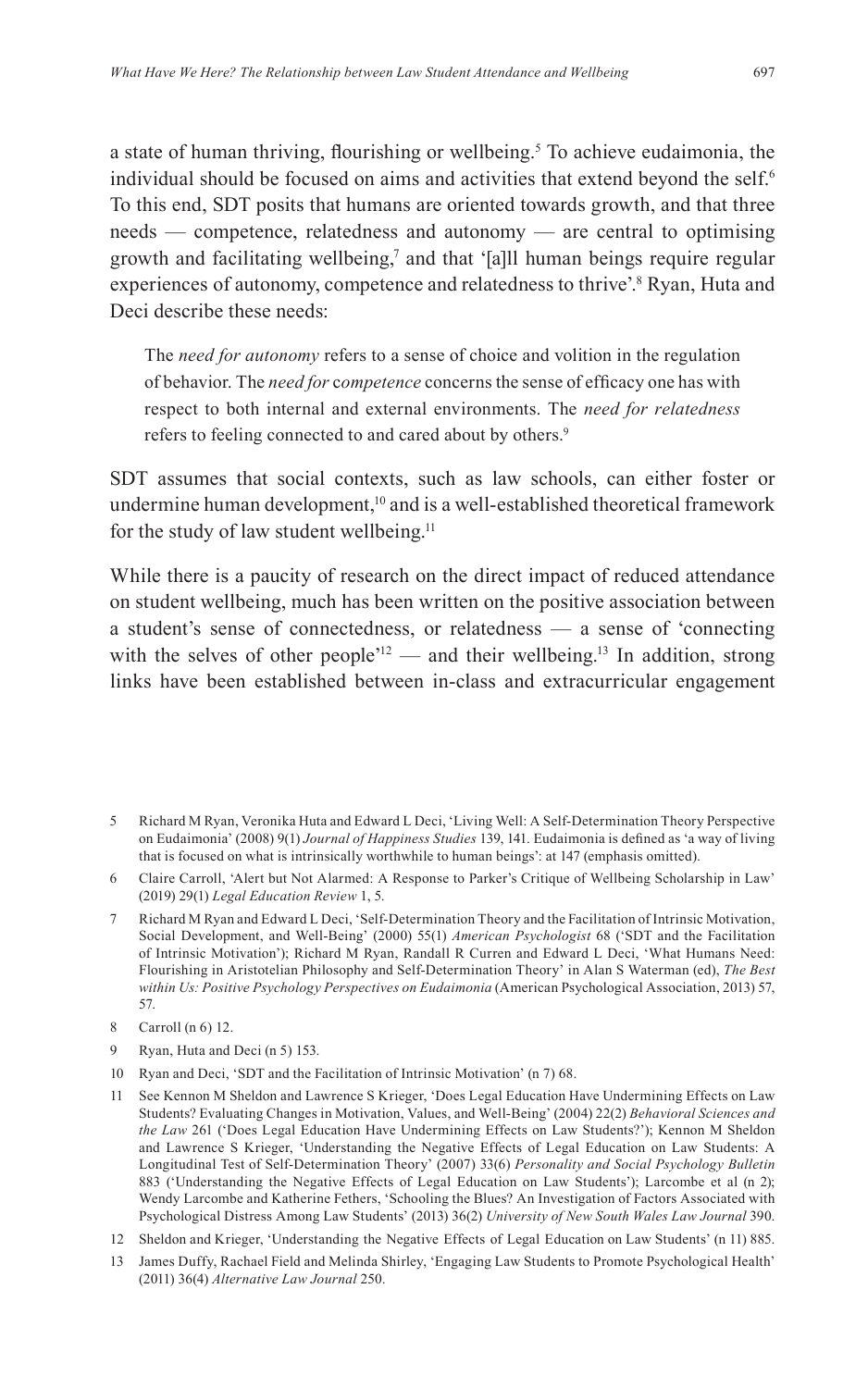a state of human thriving, flourishing or wellbeing.[5] To achieve eudaimonia, the individual should be focused on aims and activities that extend beyond the self.[6] To this end, SDT posits that humans are oriented towards growth, and that three needs — competence, relatedness and autonomy — are central to optimising growth and facilitating wellbeing,[7] and that '[a]ll human beings require regular experiences of autonomy, competence and relatedness to thrive'.[8] Ryan, Huta and Deci describe these needs:

> The *need for autonomy* refers to a sense of choice and volition in the regulation of behavior. The *need for competence* concerns the sense of efficacy one has with respect to both internal and external environments. The *need for relatedness* refers to feeling connected to and cared about by others.[9]

SDT assumes that social contexts, such as law schools, can either foster or undermine human development,[10] and is a well-established theoretical framework for the study of law student wellbeing.[11]

While there is a paucity of research on the direct impact of reduced attendance on student wellbeing, much has been written on the positive association between a student's sense of connectedness, or relatedness — a sense of 'connecting with the selves of other people'[12] — and their wellbeing.[13] In addition, strong links have been established between in-class and extracurricular engagement

---

5 Richard M Ryan, Veronika Huta and Edward L Deci, 'Living Well: A Self-Determination Theory Perspective on Eudaimonia' (2008) 9(1) *Journal of Happiness Studies* 139, 141. Eudaimonia is defined as 'a way of living that is focused on what is intrinsically worthwhile to human beings': at 147 (emphasis omitted).

6 Claire Carroll, 'Alert but Not Alarmed: A Response to Parker's Critique of Wellbeing Scholarship in Law' (2019) 29(1) *Legal Education Review* 1, 5.

7 Richard M Ryan and Edward L Deci, 'Self-Determination Theory and the Facilitation of Intrinsic Motivation, Social Development, and Well-Being' (2000) 55(1) *American Psychologist* 68 ('SDT and the Facilitation of Intrinsic Motivation'); Richard M Ryan, Randall R Curren and Edward L Deci, 'What Humans Need: Flourishing in Aristotelian Philosophy and Self-Determination Theory' in Alan S Waterman (ed), *The Best within Us: Positive Psychology Perspectives on Eudaimonia* (American Psychological Association, 2013) 57, 57.

8 Carroll (n 6) 12.

9 Ryan, Huta and Deci (n 5) 153.

10 Ryan and Deci, 'SDT and the Facilitation of Intrinsic Motivation' (n 7) 68.

11 See Kennon M Sheldon and Lawrence S Krieger, 'Does Legal Education Have Undermining Effects on Law Students? Evaluating Changes in Motivation, Values, and Well-Being' (2004) 22(2) *Behavioral Sciences and the Law* 261 ('Does Legal Education Have Undermining Effects on Law Students?'); Kennon M Sheldon and Lawrence S Krieger, 'Understanding the Negative Effects of Legal Education on Law Students: A Longitudinal Test of Self-Determination Theory' (2007) 33(6) *Personality and Social Psychology Bulletin* 883 ('Understanding the Negative Effects of Legal Education on Law Students'); Larcombe et al (n 2); Wendy Larcombe and Katherine Fethers, 'Schooling the Blues? An Investigation of Factors Associated with Psychological Distress Among Law Students' (2013) 36(2) *University of New South Wales Law Journal* 390.

12 Sheldon and Krieger, 'Understanding the Negative Effects of Legal Education on Law Students' (n 11) 885.

13 James Duffy, Rachael Field and Melinda Shirley, 'Engaging Law Students to Promote Psychological Health' (2011) 36(4) *Alternative Law Journal* 250.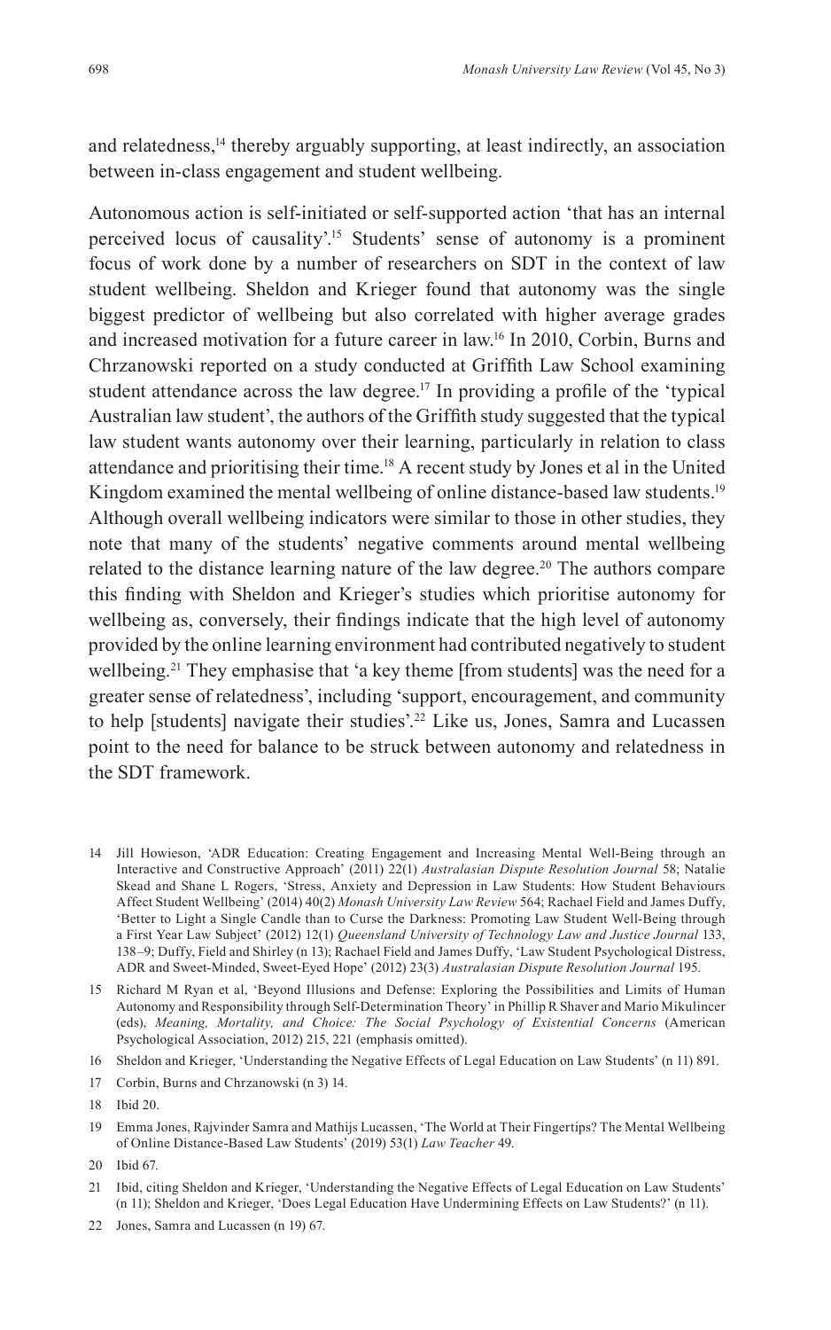and relatedness,[14] thereby arguably supporting, at least indirectly, an association between in-class engagement and student wellbeing.

Autonomous action is self-initiated or self-supported action 'that has an internal perceived locus of causality'.[15] Students' sense of autonomy is a prominent focus of work done by a number of researchers on SDT in the context of law student wellbeing. Sheldon and Krieger found that autonomy was the single biggest predictor of wellbeing but also correlated with higher average grades and increased motivation for a future career in law.[16] In 2010, Corbin, Burns and Chrzanowski reported on a study conducted at Griffith Law School examining student attendance across the law degree.[17] In providing a profile of the 'typical Australian law student', the authors of the Griffith study suggested that the typical law student wants autonomy over their learning, particularly in relation to class attendance and prioritising their time.[18] A recent study by Jones et al in the United Kingdom examined the mental wellbeing of online distance-based law students.[19] Although overall wellbeing indicators were similar to those in other studies, they note that many of the students' negative comments around mental wellbeing related to the distance learning nature of the law degree.[20] The authors compare this finding with Sheldon and Krieger's studies which prioritise autonomy for wellbeing as, conversely, their findings indicate that the high level of autonomy provided by the online learning environment had contributed negatively to student wellbeing.[21] They emphasise that 'a key theme [from students] was the need for a greater sense of relatedness', including 'support, encouragement, and community to help [students] navigate their studies'.[22] Like us, Jones, Samra and Lucassen point to the need for balance to be struck between autonomy and relatedness in the SDT framework.

14 Jill Howieson, 'ADR Education: Creating Engagement and Increasing Mental Well-Being through an Interactive and Constructive Approach' (2011) 22(1) *Australasian Dispute Resolution Journal* 58; Natalie Skead and Shane L Rogers, 'Stress, Anxiety and Depression in Law Students: How Student Behaviours Affect Student Wellbeing' (2014) 40(2) *Monash University Law Review* 564; Rachael Field and James Duffy, 'Better to Light a Single Candle than to Curse the Darkness: Promoting Law Student Well-Being through a First Year Law Subject' (2012) 12(1) *Queensland University of Technology Law and Justice Journal* 133, 138–9; Duffy, Field and Shirley (n 13); Rachael Field and James Duffy, 'Law Student Psychological Distress, ADR and Sweet-Minded, Sweet-Eyed Hope' (2012) 23(3) *Australasian Dispute Resolution Journal* 195.

15 Richard M Ryan et al, 'Beyond Illusions and Defense: Exploring the Possibilities and Limits of Human Autonomy and Responsibility through Self-Determination Theory' in Phillip R Shaver and Mario Mikulincer (eds), *Meaning, Mortality, and Choice: The Social Psychology of Existential Concerns* (American Psychological Association, 2012) 215, 221 (emphasis omitted).

16 Sheldon and Krieger, 'Understanding the Negative Effects of Legal Education on Law Students' (n 11) 891.

17 Corbin, Burns and Chrzanowski (n 3) 14.

18 Ibid 20.

19 Emma Jones, Rajvinder Samra and Mathijs Lucassen, 'The World at Their Fingertips? The Mental Wellbeing of Online Distance-Based Law Students' (2019) 53(1) *Law Teacher* 49.

20 Ibid 67.

21 Ibid, citing Sheldon and Krieger, 'Understanding the Negative Effects of Legal Education on Law Students' (n 11); Sheldon and Krieger, 'Does Legal Education Have Undermining Effects on Law Students?' (n 11).

22 Jones, Samra and Lucassen (n 19) 67.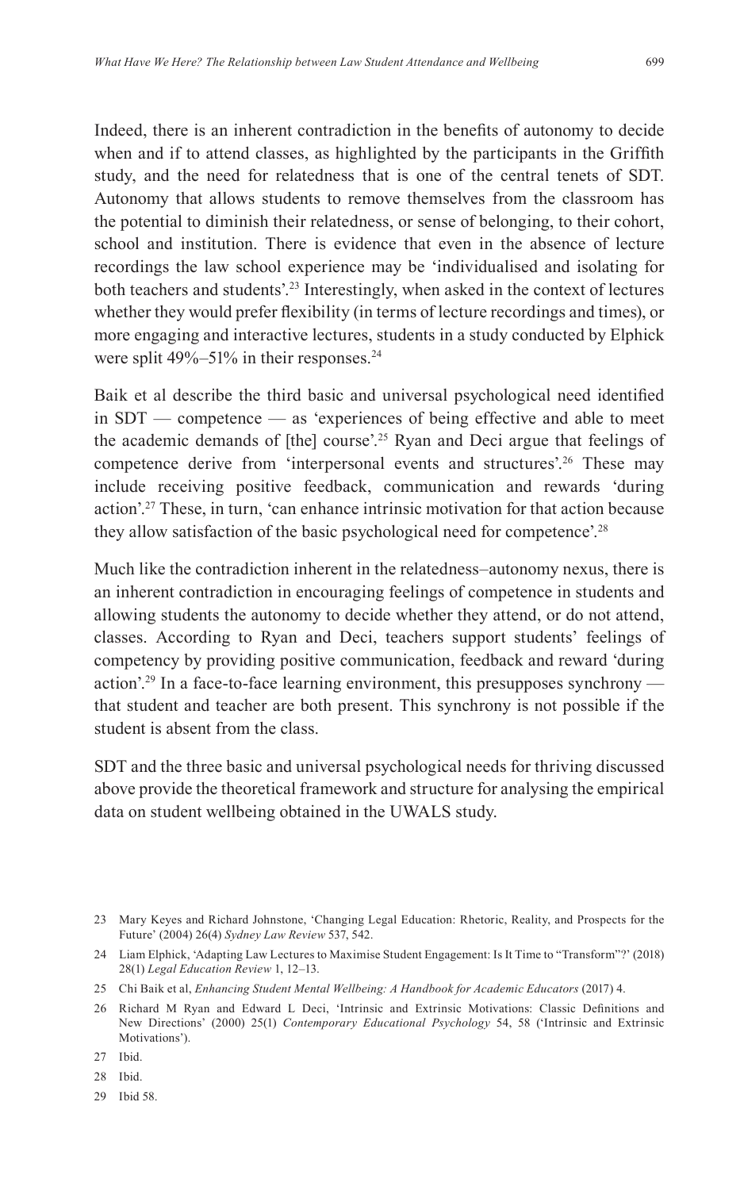Indeed, there is an inherent contradiction in the benefits of autonomy to decide when and if to attend classes, as highlighted by the participants in the Griffith study, and the need for relatedness that is one of the central tenets of SDT. Autonomy that allows students to remove themselves from the classroom has the potential to diminish their relatedness, or sense of belonging, to their cohort, school and institution. There is evidence that even in the absence of lecture recordings the law school experience may be 'individualised and isolating for both teachers and students'.[23] Interestingly, when asked in the context of lectures whether they would prefer flexibility (in terms of lecture recordings and times), or more engaging and interactive lectures, students in a study conducted by Elphick were split 49%–51% in their responses.[24]

Baik et al describe the third basic and universal psychological need identified in SDT — competence — as 'experiences of being effective and able to meet the academic demands of [the] course'.[25] Ryan and Deci argue that feelings of competence derive from 'interpersonal events and structures'.[26] These may include receiving positive feedback, communication and rewards 'during action'.[27] These, in turn, 'can enhance intrinsic motivation for that action because they allow satisfaction of the basic psychological need for competence'.[28]

Much like the contradiction inherent in the relatedness–autonomy nexus, there is an inherent contradiction in encouraging feelings of competence in students and allowing students the autonomy to decide whether they attend, or do not attend, classes. According to Ryan and Deci, teachers support students' feelings of competency by providing positive communication, feedback and reward 'during action'.[29] In a face-to-face learning environment, this presupposes synchrony — that student and teacher are both present. This synchrony is not possible if the student is absent from the class.

SDT and the three basic and universal psychological needs for thriving discussed above provide the theoretical framework and structure for analysing the empirical data on student wellbeing obtained in the UWALS study.

23 Mary Keyes and Richard Johnstone, 'Changing Legal Education: Rhetoric, Reality, and Prospects for the Future' (2004) 26(4) *Sydney Law Review* 537, 542.

24 Liam Elphick, 'Adapting Law Lectures to Maximise Student Engagement: Is It Time to "Transform"?' (2018) 28(1) *Legal Education Review* 1, 12–13.

25 Chi Baik et al, *Enhancing Student Mental Wellbeing: A Handbook for Academic Educators* (2017) 4.

26 Richard M Ryan and Edward L Deci, 'Intrinsic and Extrinsic Motivations: Classic Definitions and New Directions' (2000) 25(1) *Contemporary Educational Psychology* 54, 58 ('Intrinsic and Extrinsic Motivations').

27 Ibid.

28 Ibid.

29 Ibid 58.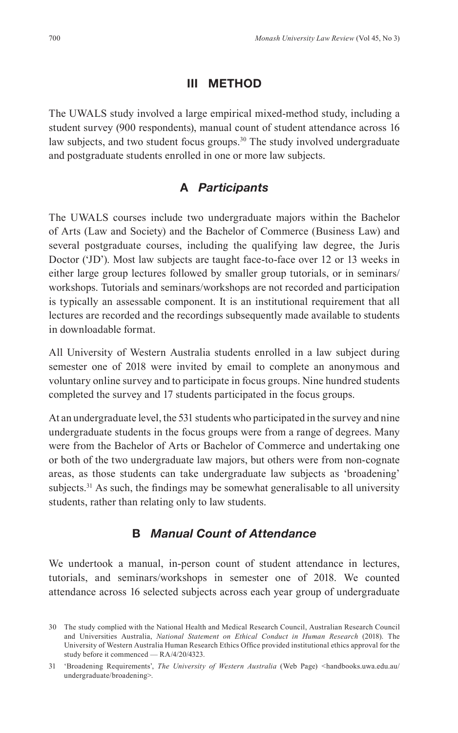## III METHOD

The UWALS study involved a large empirical mixed-method study, including a student survey (900 respondents), manual count of student attendance across 16 law subjects, and two student focus groups.[30] The study involved undergraduate and postgraduate students enrolled in one or more law subjects.

### A *Participants*

The UWALS courses include two undergraduate majors within the Bachelor of Arts (Law and Society) and the Bachelor of Commerce (Business Law) and several postgraduate courses, including the qualifying law degree, the Juris Doctor ('JD'). Most law subjects are taught face-to-face over 12 or 13 weeks in either large group lectures followed by smaller group tutorials, or in seminars/workshops. Tutorials and seminars/workshops are not recorded and participation is typically an assessable component. It is an institutional requirement that all lectures are recorded and the recordings subsequently made available to students in downloadable format.

All University of Western Australia students enrolled in a law subject during semester one of 2018 were invited by email to complete an anonymous and voluntary online survey and to participate in focus groups. Nine hundred students completed the survey and 17 students participated in the focus groups.

At an undergraduate level, the 531 students who participated in the survey and nine undergraduate students in the focus groups were from a range of degrees. Many were from the Bachelor of Arts or Bachelor of Commerce and undertaking one or both of the two undergraduate law majors, but others were from non-cognate areas, as those students can take undergraduate law subjects as 'broadening' subjects.[31] As such, the findings may be somewhat generalisable to all university students, rather than relating only to law students.

### B *Manual Count of Attendance*

We undertook a manual, in-person count of student attendance in lectures, tutorials, and seminars/workshops in semester one of 2018. We counted attendance across 16 selected subjects across each year group of undergraduate

---

30 The study complied with the National Health and Medical Research Council, Australian Research Council and Universities Australia, *National Statement on Ethical Conduct in Human Research* (2018). The University of Western Australia Human Research Ethics Office provided institutional ethics approval for the study before it commenced — RA/4/20/4323.

31 'Broadening Requirements', *The University of Western Australia* (Web Page) <handbooks.uwa.edu.au/undergraduate/broadening>.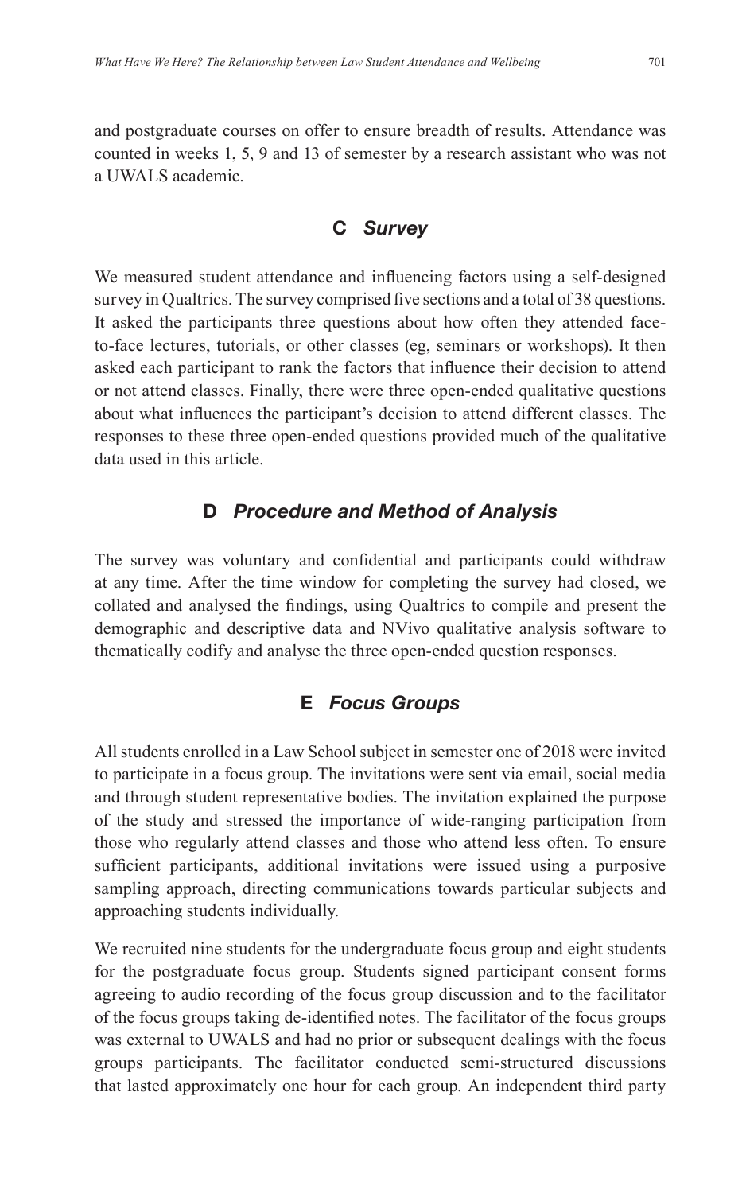and postgraduate courses on offer to ensure breadth of results. Attendance was counted in weeks 1, 5, 9 and 13 of semester by a research assistant who was not a UWALS academic.

### C *Survey*

We measured student attendance and influencing factors using a self-designed survey in Qualtrics. The survey comprised five sections and a total of 38 questions. It asked the participants three questions about how often they attended face-to-face lectures, tutorials, or other classes (eg, seminars or workshops). It then asked each participant to rank the factors that influence their decision to attend or not attend classes. Finally, there were three open-ended qualitative questions about what influences the participant's decision to attend different classes. The responses to these three open-ended questions provided much of the qualitative data used in this article.

### D *Procedure and Method of Analysis*

The survey was voluntary and confidential and participants could withdraw at any time. After the time window for completing the survey had closed, we collated and analysed the findings, using Qualtrics to compile and present the demographic and descriptive data and NVivo qualitative analysis software to thematically codify and analyse the three open-ended question responses.

### E *Focus Groups*

All students enrolled in a Law School subject in semester one of 2018 were invited to participate in a focus group. The invitations were sent via email, social media and through student representative bodies. The invitation explained the purpose of the study and stressed the importance of wide-ranging participation from those who regularly attend classes and those who attend less often. To ensure sufficient participants, additional invitations were issued using a purposive sampling approach, directing communications towards particular subjects and approaching students individually.

We recruited nine students for the undergraduate focus group and eight students for the postgraduate focus group. Students signed participant consent forms agreeing to audio recording of the focus group discussion and to the facilitator of the focus groups taking de-identified notes. The facilitator of the focus groups was external to UWALS and had no prior or subsequent dealings with the focus groups participants. The facilitator conducted semi-structured discussions that lasted approximately one hour for each group. An independent third party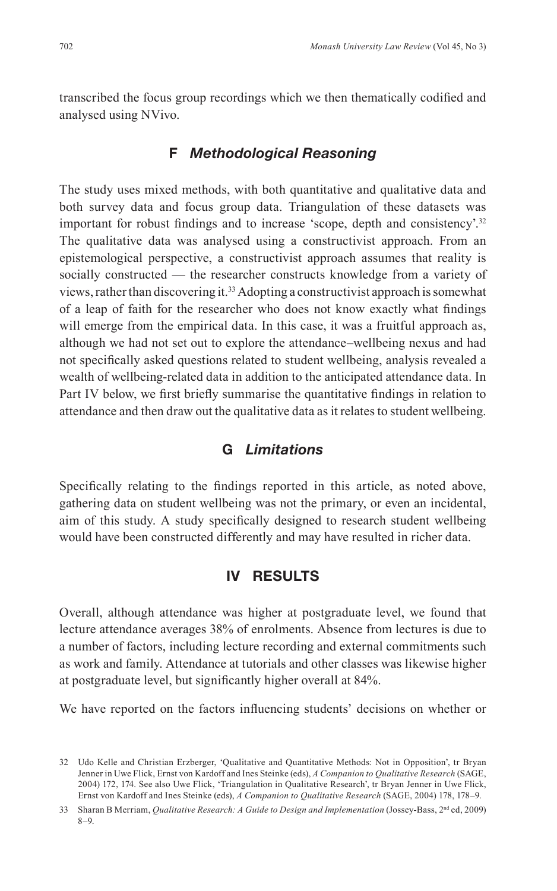transcribed the focus group recordings which we then thematically codified and analysed using NVivo.

### F *Methodological Reasoning*

The study uses mixed methods, with both quantitative and qualitative data and both survey data and focus group data. Triangulation of these datasets was important for robust findings and to increase 'scope, depth and consistency'.[32] The qualitative data was analysed using a constructivist approach. From an epistemological perspective, a constructivist approach assumes that reality is socially constructed — the researcher constructs knowledge from a variety of views, rather than discovering it.[33] Adopting a constructivist approach is somewhat of a leap of faith for the researcher who does not know exactly what findings will emerge from the empirical data. In this case, it was a fruitful approach as, although we had not set out to explore the attendance–wellbeing nexus and had not specifically asked questions related to student wellbeing, analysis revealed a wealth of wellbeing-related data in addition to the anticipated attendance data. In Part IV below, we first briefly summarise the quantitative findings in relation to attendance and then draw out the qualitative data as it relates to student wellbeing.

### G *Limitations*

Specifically relating to the findings reported in this article, as noted above, gathering data on student wellbeing was not the primary, or even an incidental, aim of this study. A study specifically designed to research student wellbeing would have been constructed differently and may have resulted in richer data.

## IV RESULTS

Overall, although attendance was higher at postgraduate level, we found that lecture attendance averages 38% of enrolments. Absence from lectures is due to a number of factors, including lecture recording and external commitments such as work and family. Attendance at tutorials and other classes was likewise higher at postgraduate level, but significantly higher overall at 84%.

We have reported on the factors influencing students' decisions on whether or

---

32 Udo Kelle and Christian Erzberger, 'Qualitative and Quantitative Methods: Not in Opposition', tr Bryan Jenner in Uwe Flick, Ernst von Kardoff and Ines Steinke (eds), *A Companion to Qualitative Research* (SAGE, 2004) 172, 174. See also Uwe Flick, 'Triangulation in Qualitative Research', tr Bryan Jenner in Uwe Flick, Ernst von Kardoff and Ines Steinke (eds), *A Companion to Qualitative Research* (SAGE, 2004) 178, 178–9.

33 Sharan B Merriam, *Qualitative Research: A Guide to Design and Implementation* (Jossey-Bass, 2nd ed, 2009) 8–9.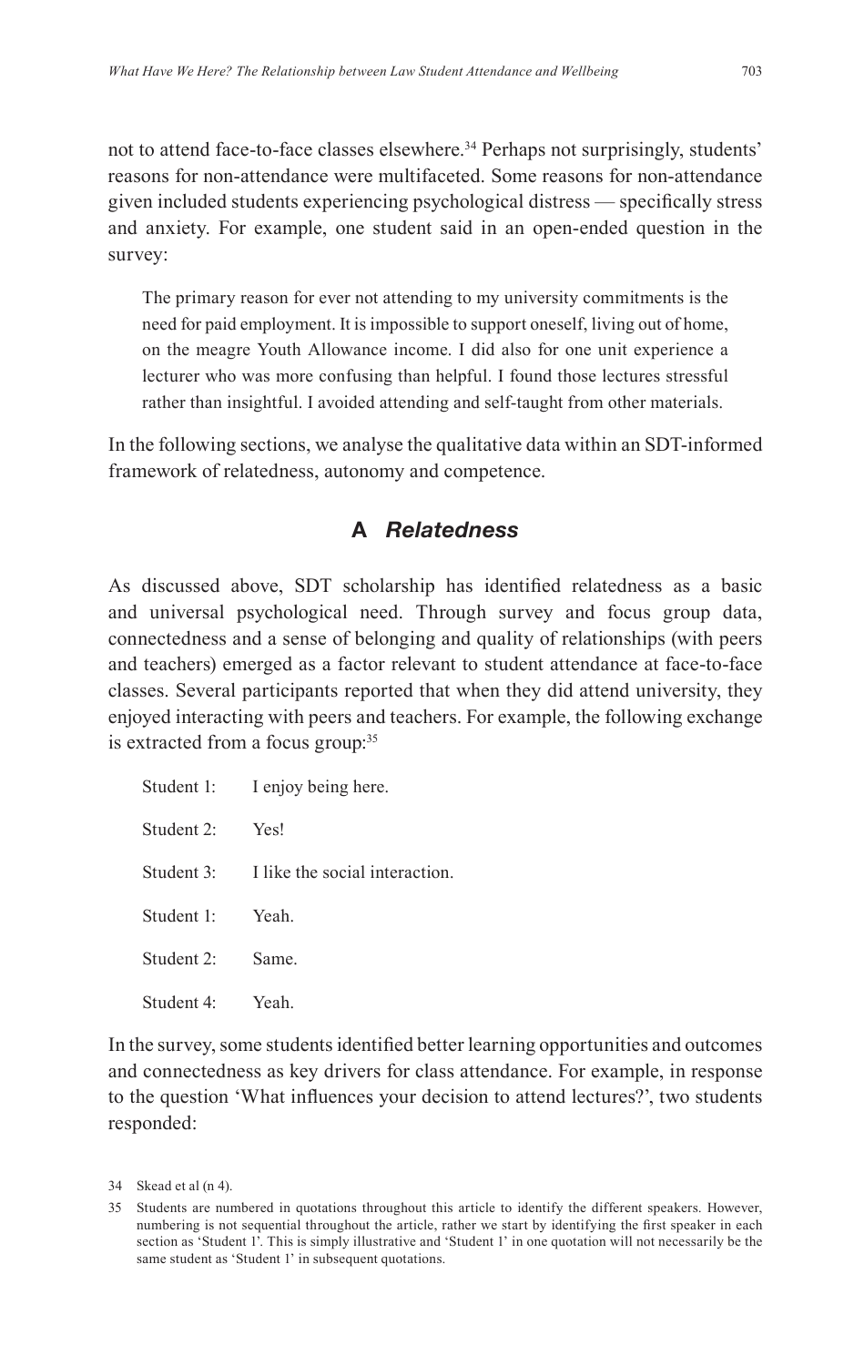not to attend face-to-face classes elsewhere.[34] Perhaps not surprisingly, students' reasons for non-attendance were multifaceted. Some reasons for non-attendance given included students experiencing psychological distress — specifically stress and anxiety. For example, one student said in an open-ended question in the survey:

> The primary reason for ever not attending to my university commitments is the need for paid employment. It is impossible to support oneself, living out of home, on the meagre Youth Allowance income. I did also for one unit experience a lecturer who was more confusing than helpful. I found those lectures stressful rather than insightful. I avoided attending and self-taught from other materials.

In the following sections, we analyse the qualitative data within an SDT-informed framework of relatedness, autonomy and competence.

## A *Relatedness*

As discussed above, SDT scholarship has identified relatedness as a basic and universal psychological need. Through survey and focus group data, connectedness and a sense of belonging and quality of relationships (with peers and teachers) emerged as a factor relevant to student attendance at face-to-face classes. Several participants reported that when they did attend university, they enjoyed interacting with peers and teachers. For example, the following exchange is extracted from a focus group:[35]

> Student 1: I enjoy being here.
>
> Student 2: Yes!
>
> Student 3: I like the social interaction.
>
> Student 1: Yeah.
>
> Student 2: Same.
>
> Student 4: Yeah.

In the survey, some students identified better learning opportunities and outcomes and connectedness as key drivers for class attendance. For example, in response to the question 'What influences your decision to attend lectures?', two students responded:

---

34 Skead et al (n 4).

35 Students are numbered in quotations throughout this article to identify the different speakers. However, numbering is not sequential throughout the article, rather we start by identifying the first speaker in each section as 'Student 1'. This is simply illustrative and 'Student 1' in one quotation will not necessarily be the same student as 'Student 1' in subsequent quotations.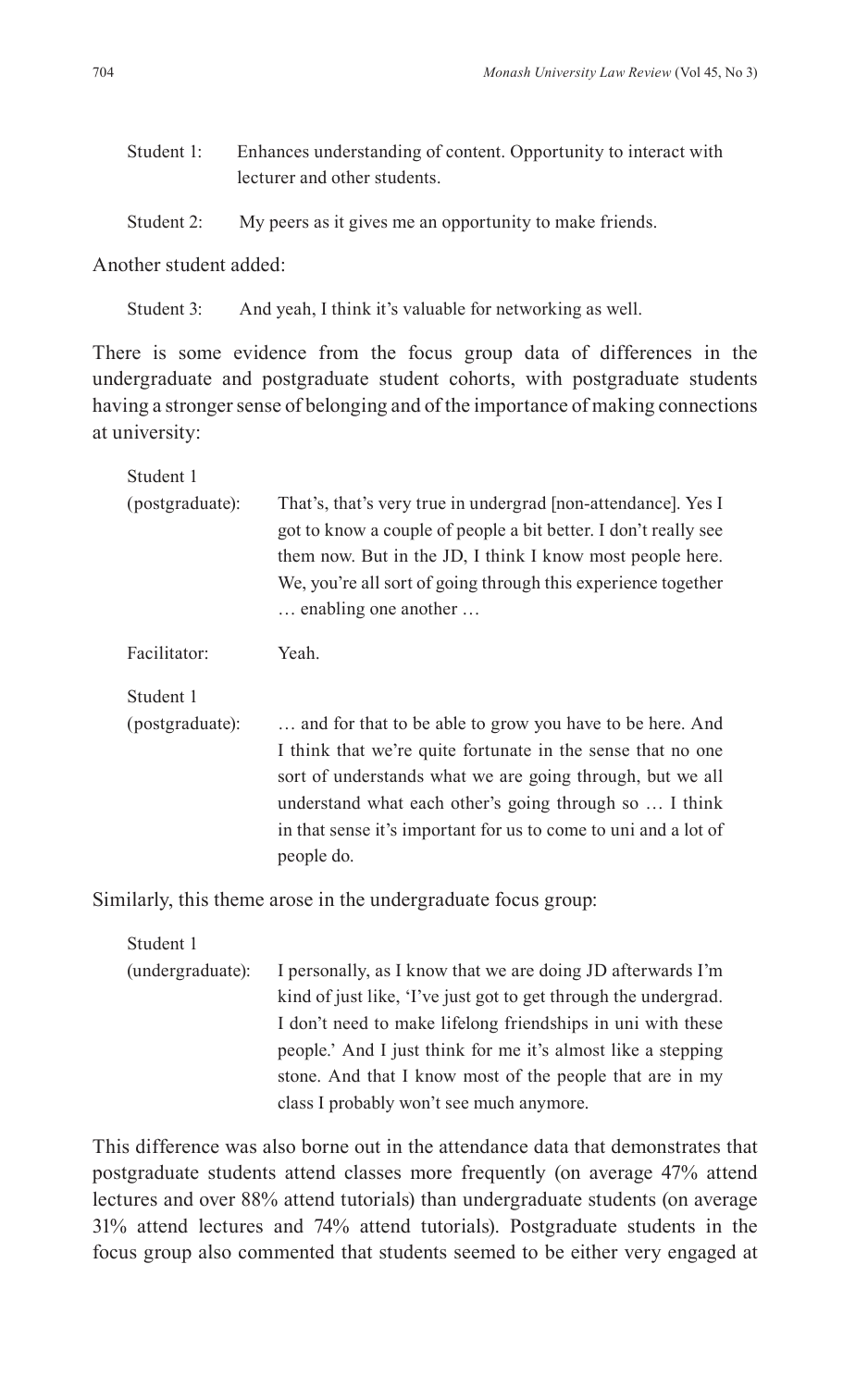Student 1: Enhances understanding of content. Opportunity to interact with lecturer and other students.

Student 2: My peers as it gives me an opportunity to make friends.

Another student added:

Student 3: And yeah, I think it's valuable for networking as well.

There is some evidence from the focus group data of differences in the undergraduate and postgraduate student cohorts, with postgraduate students having a stronger sense of belonging and of the importance of making connections at university:

Student 1 (postgraduate): That's, that's very true in undergrad [non-attendance]. Yes I got to know a couple of people a bit better. I don't really see them now. But in the JD, I think I know most people here. We, you're all sort of going through this experience together … enabling one another …

Facilitator: Yeah.

Student 1 (postgraduate): … and for that to be able to grow you have to be here. And I think that we're quite fortunate in the sense that no one sort of understands what we are going through, but we all understand what each other's going through so … I think in that sense it's important for us to come to uni and a lot of people do.

Similarly, this theme arose in the undergraduate focus group:

Student 1 (undergraduate): I personally, as I know that we are doing JD afterwards I'm kind of just like, 'I've just got to get through the undergrad. I don't need to make lifelong friendships in uni with these people.' And I just think for me it's almost like a stepping stone. And that I know most of the people that are in my class I probably won't see much anymore.

This difference was also borne out in the attendance data that demonstrates that postgraduate students attend classes more frequently (on average 47% attend lectures and over 88% attend tutorials) than undergraduate students (on average 31% attend lectures and 74% attend tutorials). Postgraduate students in the focus group also commented that students seemed to be either very engaged at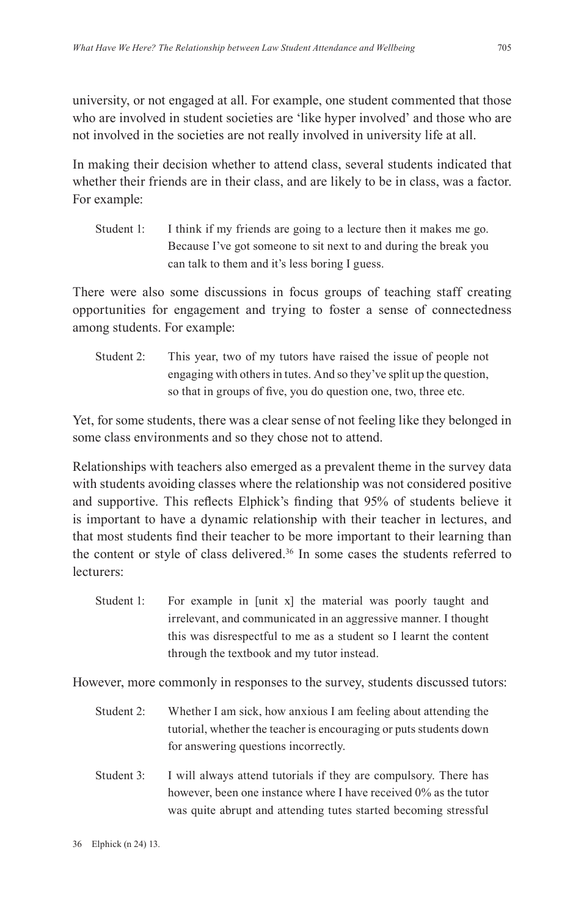university, or not engaged at all. For example, one student commented that those who are involved in student societies are 'like hyper involved' and those who are not involved in the societies are not really involved in university life at all.

In making their decision whether to attend class, several students indicated that whether their friends are in their class, and are likely to be in class, was a factor. For example:

> Student 1: I think if my friends are going to a lecture then it makes me go. Because I've got someone to sit next to and during the break you can talk to them and it's less boring I guess.

There were also some discussions in focus groups of teaching staff creating opportunities for engagement and trying to foster a sense of connectedness among students. For example:

> Student 2: This year, two of my tutors have raised the issue of people not engaging with others in tutes. And so they've split up the question, so that in groups of five, you do question one, two, three etc.

Yet, for some students, there was a clear sense of not feeling like they belonged in some class environments and so they chose not to attend.

Relationships with teachers also emerged as a prevalent theme in the survey data with students avoiding classes where the relationship was not considered positive and supportive. This reflects Elphick's finding that 95% of students believe it is important to have a dynamic relationship with their teacher in lectures, and that most students find their teacher to be more important to their learning than the content or style of class delivered.[36] In some cases the students referred to lecturers:

> Student 1: For example in [unit x] the material was poorly taught and irrelevant, and communicated in an aggressive manner. I thought this was disrespectful to me as a student so I learnt the content through the textbook and my tutor instead.

However, more commonly in responses to the survey, students discussed tutors:

> Student 2: Whether I am sick, how anxious I am feeling about attending the tutorial, whether the teacher is encouraging or puts students down for answering questions incorrectly.

> Student 3: I will always attend tutorials if they are compulsory. There has however, been one instance where I have received 0% as the tutor was quite abrupt and attending tutes started becoming stressful

36 Elphick (n 24) 13.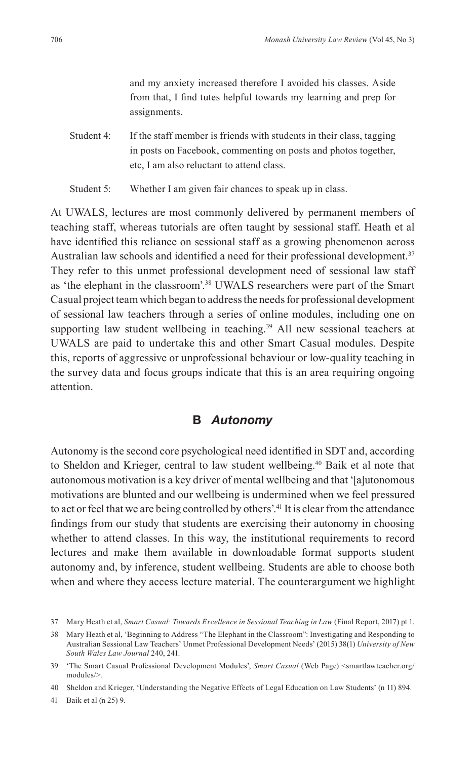and my anxiety increased therefore I avoided his classes. Aside from that, I find tutes helpful towards my learning and prep for assignments.

Student 4: If the staff member is friends with students in their class, tagging in posts on Facebook, commenting on posts and photos together, etc, I am also reluctant to attend class.

Student 5: Whether I am given fair chances to speak up in class.

At UWALS, lectures are most commonly delivered by permanent members of teaching staff, whereas tutorials are often taught by sessional staff. Heath et al have identified this reliance on sessional staff as a growing phenomenon across Australian law schools and identified a need for their professional development.[37] They refer to this unmet professional development need of sessional law staff as 'the elephant in the classroom'.[38] UWALS researchers were part of the Smart Casual project team which began to address the needs for professional development of sessional law teachers through a series of online modules, including one on supporting law student wellbeing in teaching.[39] All new sessional teachers at UWALS are paid to undertake this and other Smart Casual modules. Despite this, reports of aggressive or unprofessional behaviour or low-quality teaching in the survey data and focus groups indicate that this is an area requiring ongoing attention.

## B *Autonomy*

Autonomy is the second core psychological need identified in SDT and, according to Sheldon and Krieger, central to law student wellbeing.[40] Baik et al note that autonomous motivation is a key driver of mental wellbeing and that '[a]utonomous motivations are blunted and our wellbeing is undermined when we feel pressured to act or feel that we are being controlled by others'.[41] It is clear from the attendance findings from our study that students are exercising their autonomy in choosing whether to attend classes. In this way, the institutional requirements to record lectures and make them available in downloadable format supports student autonomy and, by inference, student wellbeing. Students are able to choose both when and where they access lecture material. The counterargument we highlight

---

37 Mary Heath et al, *Smart Casual: Towards Excellence in Sessional Teaching in Law* (Final Report, 2017) pt 1.

38 Mary Heath et al, 'Beginning to Address "The Elephant in the Classroom": Investigating and Responding to Australian Sessional Law Teachers' Unmet Professional Development Needs' (2015) 38(1) *University of New South Wales Law Journal* 240, 241.

39 'The Smart Casual Professional Development Modules', *Smart Casual* (Web Page) <smartlawteacher.org/modules/>.

40 Sheldon and Krieger, 'Understanding the Negative Effects of Legal Education on Law Students' (n 11) 894.

41 Baik et al (n 25) 9.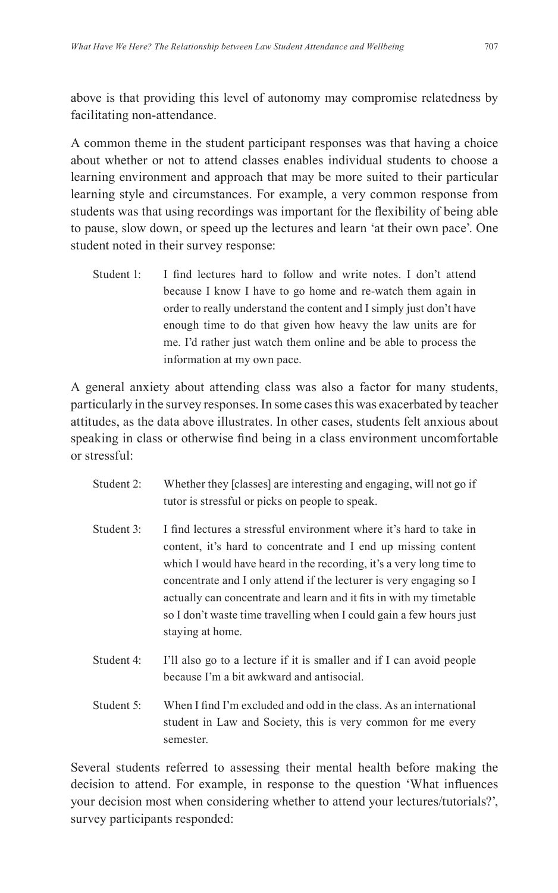above is that providing this level of autonomy may compromise relatedness by facilitating non-attendance.

A common theme in the student participant responses was that having a choice about whether or not to attend classes enables individual students to choose a learning environment and approach that may be more suited to their particular learning style and circumstances. For example, a very common response from students was that using recordings was important for the flexibility of being able to pause, slow down, or speed up the lectures and learn 'at their own pace'. One student noted in their survey response:

> Student 1: I find lectures hard to follow and write notes. I don't attend because I know I have to go home and re-watch them again in order to really understand the content and I simply just don't have enough time to do that given how heavy the law units are for me. I'd rather just watch them online and be able to process the information at my own pace.

A general anxiety about attending class was also a factor for many students, particularly in the survey responses. In some cases this was exacerbated by teacher attitudes, as the data above illustrates. In other cases, students felt anxious about speaking in class or otherwise find being in a class environment uncomfortable or stressful:

> Student 2: Whether they [classes] are interesting and engaging, will not go if tutor is stressful or picks on people to speak.

> Student 3: I find lectures a stressful environment where it's hard to take in content, it's hard to concentrate and I end up missing content which I would have heard in the recording, it's a very long time to concentrate and I only attend if the lecturer is very engaging so I actually can concentrate and learn and it fits in with my timetable so I don't waste time travelling when I could gain a few hours just staying at home.

> Student 4: I'll also go to a lecture if it is smaller and if I can avoid people because I'm a bit awkward and antisocial.

> Student 5: When I find I'm excluded and odd in the class. As an international student in Law and Society, this is very common for me every semester.

Several students referred to assessing their mental health before making the decision to attend. For example, in response to the question 'What influences your decision most when considering whether to attend your lectures/tutorials?', survey participants responded: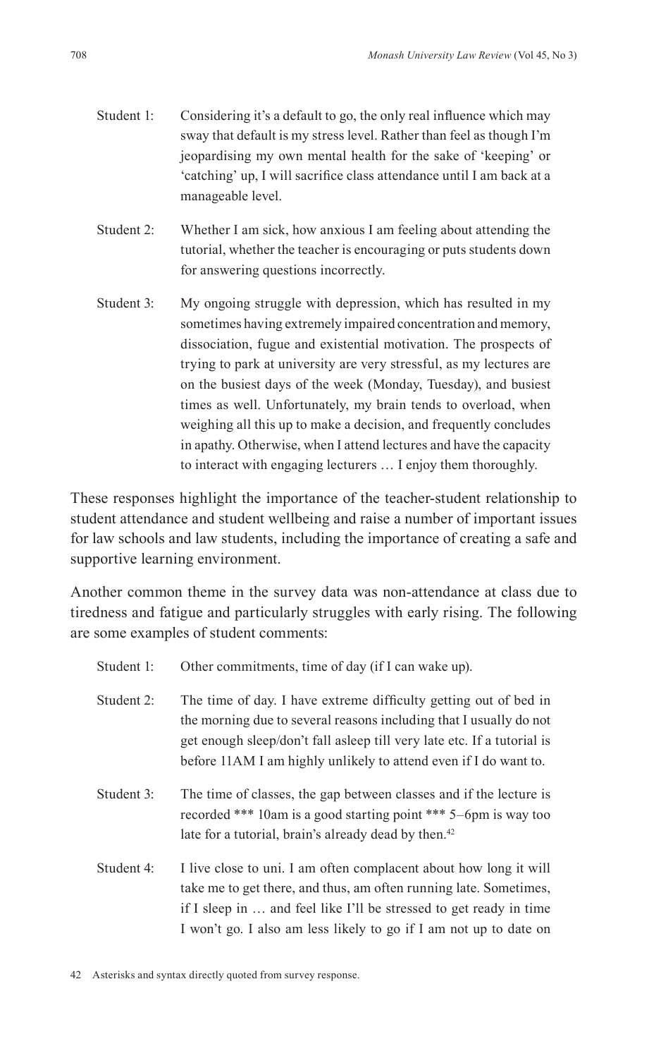Student 1: Considering it's a default to go, the only real influence which may sway that default is my stress level. Rather than feel as though I'm jeopardising my own mental health for the sake of 'keeping' or 'catching' up, I will sacrifice class attendance until I am back at a manageable level.

Student 2: Whether I am sick, how anxious I am feeling about attending the tutorial, whether the teacher is encouraging or puts students down for answering questions incorrectly.

Student 3: My ongoing struggle with depression, which has resulted in my sometimes having extremely impaired concentration and memory, dissociation, fugue and existential motivation. The prospects of trying to park at university are very stressful, as my lectures are on the busiest days of the week (Monday, Tuesday), and busiest times as well. Unfortunately, my brain tends to overload, when weighing all this up to make a decision, and frequently concludes in apathy. Otherwise, when I attend lectures and have the capacity to interact with engaging lecturers … I enjoy them thoroughly.

These responses highlight the importance of the teacher-student relationship to student attendance and student wellbeing and raise a number of important issues for law schools and law students, including the importance of creating a safe and supportive learning environment.

Another common theme in the survey data was non-attendance at class due to tiredness and fatigue and particularly struggles with early rising. The following are some examples of student comments:

Student 1: Other commitments, time of day (if I can wake up).

Student 2: The time of day. I have extreme difficulty getting out of bed in the morning due to several reasons including that I usually do not get enough sleep/don't fall asleep till very late etc. If a tutorial is before 11AM I am highly unlikely to attend even if I do want to.

Student 3: The time of classes, the gap between classes and if the lecture is recorded *** 10am is a good starting point *** 5–6pm is way too late for a tutorial, brain's already dead by then.[42]

Student 4: I live close to uni. I am often complacent about how long it will take me to get there, and thus, am often running late. Sometimes, if I sleep in … and feel like I'll be stressed to get ready in time I won't go. I also am less likely to go if I am not up to date on

42 Asterisks and syntax directly quoted from survey response.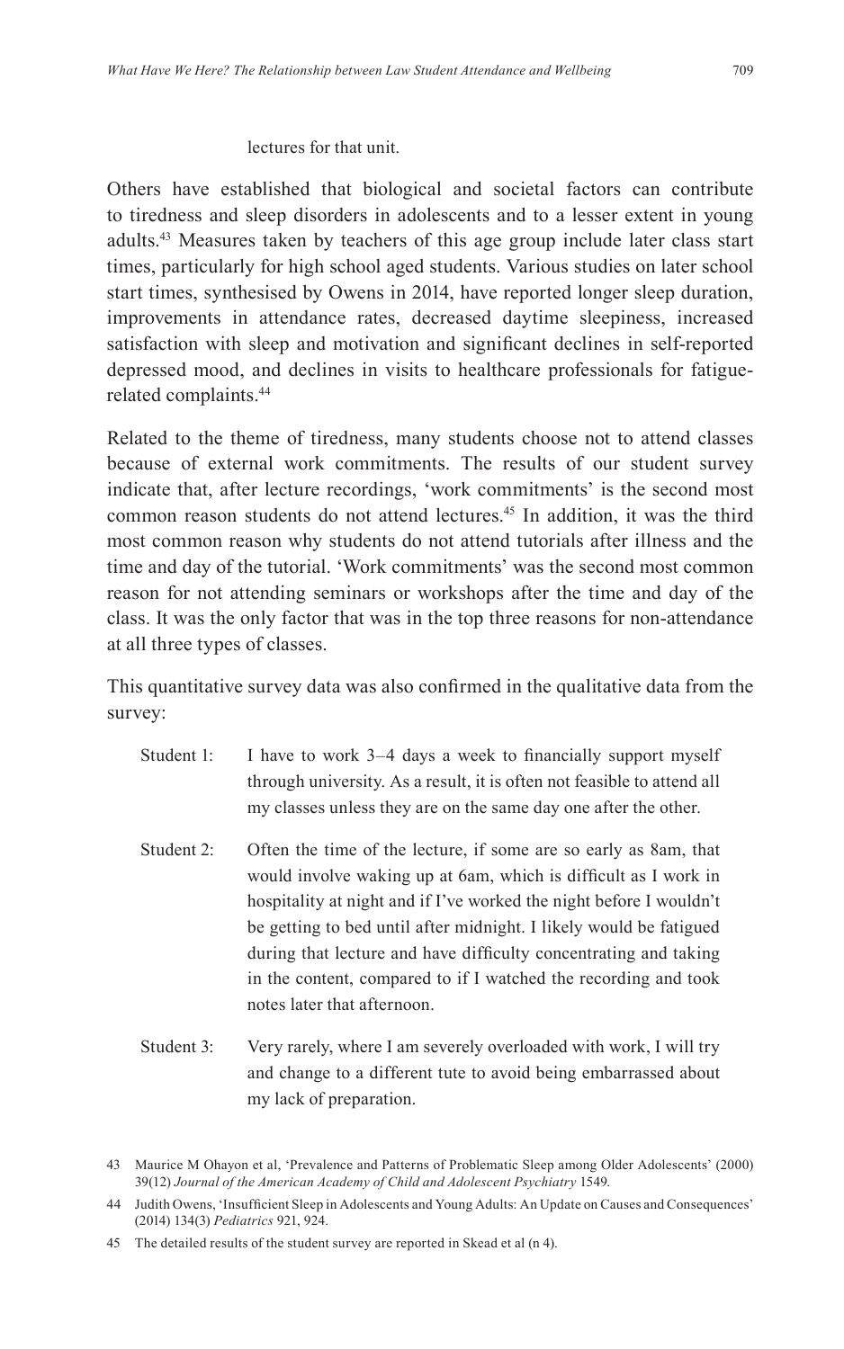lectures for that unit.

Others have established that biological and societal factors can contribute to tiredness and sleep disorders in adolescents and to a lesser extent in young adults.[43] Measures taken by teachers of this age group include later class start times, particularly for high school aged students. Various studies on later school start times, synthesised by Owens in 2014, have reported longer sleep duration, improvements in attendance rates, decreased daytime sleepiness, increased satisfaction with sleep and motivation and significant declines in self-reported depressed mood, and declines in visits to healthcare professionals for fatigue-related complaints.[44]

Related to the theme of tiredness, many students choose not to attend classes because of external work commitments. The results of our student survey indicate that, after lecture recordings, 'work commitments' is the second most common reason students do not attend lectures.[45] In addition, it was the third most common reason why students do not attend tutorials after illness and the time and day of the tutorial. 'Work commitments' was the second most common reason for not attending seminars or workshops after the time and day of the class. It was the only factor that was in the top three reasons for non-attendance at all three types of classes.

This quantitative survey data was also confirmed in the qualitative data from the survey:

> Student 1: I have to work 3–4 days a week to financially support myself through university. As a result, it is often not feasible to attend all my classes unless they are on the same day one after the other.
>
> Student 2: Often the time of the lecture, if some are so early as 8am, that would involve waking up at 6am, which is difficult as I work in hospitality at night and if I've worked the night before I wouldn't be getting to bed until after midnight. I likely would be fatigued during that lecture and have difficulty concentrating and taking in the content, compared to if I watched the recording and took notes later that afternoon.
>
> Student 3: Very rarely, where I am severely overloaded with work, I will try and change to a different tute to avoid being embarrassed about my lack of preparation.

---

43 Maurice M Ohayon et al, 'Prevalence and Patterns of Problematic Sleep among Older Adolescents' (2000) 39(12) *Journal of the American Academy of Child and Adolescent Psychiatry* 1549.

44 Judith Owens, 'Insufficient Sleep in Adolescents and Young Adults: An Update on Causes and Consequences' (2014) 134(3) *Pediatrics* 921, 924.

45 The detailed results of the student survey are reported in Skead et al (n 4).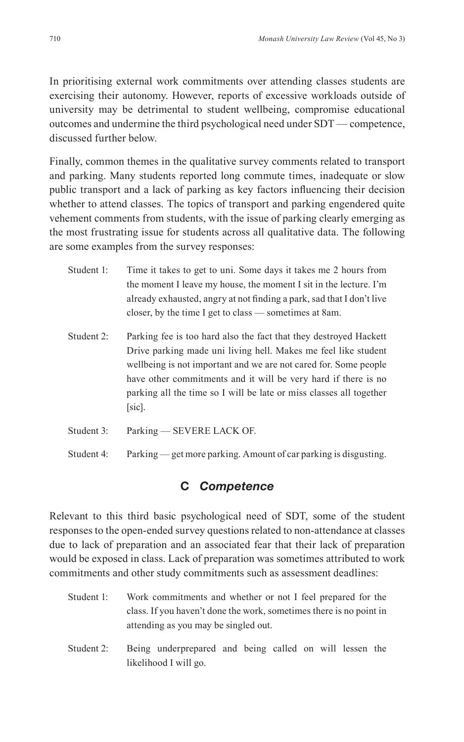In prioritising external work commitments over attending classes students are exercising their autonomy. However, reports of excessive workloads outside of university may be detrimental to student wellbeing, compromise educational outcomes and undermine the third psychological need under SDT — competence, discussed further below.

Finally, common themes in the qualitative survey comments related to transport and parking. Many students reported long commute times, inadequate or slow public transport and a lack of parking as key factors influencing their decision whether to attend classes. The topics of transport and parking engendered quite vehement comments from students, with the issue of parking clearly emerging as the most frustrating issue for students across all qualitative data. The following are some examples from the survey responses:

> Student 1: Time it takes to get to uni. Some days it takes me 2 hours from the moment I leave my house, the moment I sit in the lecture. I'm already exhausted, angry at not finding a park, sad that I don't live closer, by the time I get to class — sometimes at 8am.
>
> Student 2: Parking fee is too hard also the fact that they destroyed Hackett Drive parking made uni living hell. Makes me feel like student wellbeing is not important and we are not cared for. Some people have other commitments and it will be very hard if there is no parking all the time so I will be late or miss classes all together [sic].
>
> Student 3: Parking — SEVERE LACK OF.
>
> Student 4: Parking — get more parking. Amount of car parking is disgusting.

## C *Competence*

Relevant to this third basic psychological need of SDT, some of the student responses to the open-ended survey questions related to non-attendance at classes due to lack of preparation and an associated fear that their lack of preparation would be exposed in class. Lack of preparation was sometimes attributed to work commitments and other study commitments such as assessment deadlines:

> Student 1: Work commitments and whether or not I feel prepared for the class. If you haven't done the work, sometimes there is no point in attending as you may be singled out.
>
> Student 2: Being underprepared and being called on will lessen the likelihood I will go.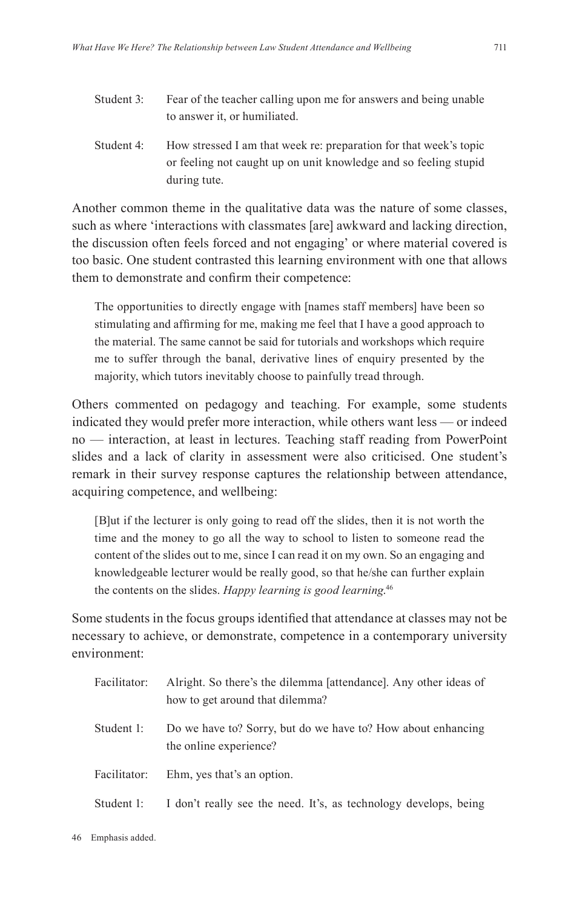| | |
|---|---|
| Student 3: | Fear of the teacher calling upon me for answers and being unable to answer it, or humiliated. |
| Student 4: | How stressed I am that week re: preparation for that week's topic or feeling not caught up on unit knowledge and so feeling stupid during tute. |

Another common theme in the qualitative data was the nature of some classes, such as where 'interactions with classmates [are] awkward and lacking direction, the discussion often feels forced and not engaging' or where material covered is too basic. One student contrasted this learning environment with one that allows them to demonstrate and confirm their competence:

> The opportunities to directly engage with [names staff members] have been so stimulating and affirming for me, making me feel that I have a good approach to the material. The same cannot be said for tutorials and workshops which require me to suffer through the banal, derivative lines of enquiry presented by the majority, which tutors inevitably choose to painfully tread through.

Others commented on pedagogy and teaching. For example, some students indicated they would prefer more interaction, while others want less — or indeed no — interaction, at least in lectures. Teaching staff reading from PowerPoint slides and a lack of clarity in assessment were also criticised. One student's remark in their survey response captures the relationship between attendance, acquiring competence, and wellbeing:

> [B]ut if the lecturer is only going to read off the slides, then it is not worth the time and the money to go all the way to school to listen to someone read the content of the slides out to me, since I can read it on my own. So an engaging and knowledgeable lecturer would be really good, so that he/she can further explain the contents on the slides. *Happy learning is good learning*.[46]

Some students in the focus groups identified that attendance at classes may not be necessary to achieve, or demonstrate, competence in a contemporary university environment:

| | |
|---|---|
| Facilitator: | Alright. So there's the dilemma [attendance]. Any other ideas of how to get around that dilemma? |
| Student 1: | Do we have to? Sorry, but do we have to? How about enhancing the online experience? |
| Facilitator: | Ehm, yes that's an option. |
| Student 1: | I don't really see the need. It's, as technology develops, being |

46 Emphasis added.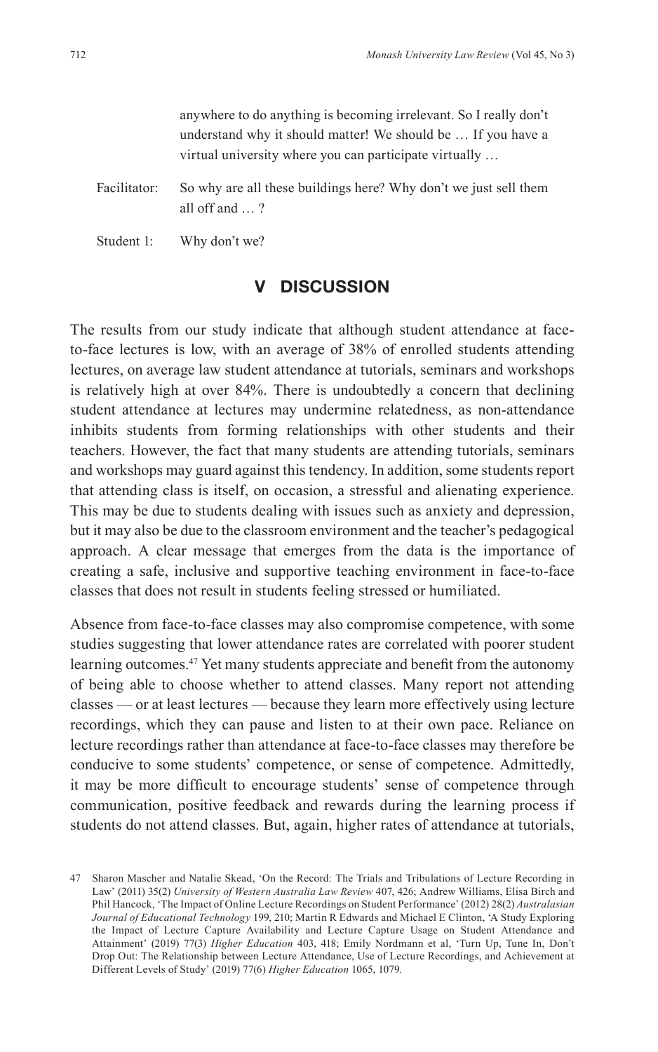anywhere to do anything is becoming irrelevant. So I really don't understand why it should matter! We should be … If you have a virtual university where you can participate virtually …

Facilitator: So why are all these buildings here? Why don't we just sell them all off and … ?

Student 1: Why don't we?

## V DISCUSSION

The results from our study indicate that although student attendance at face-to-face lectures is low, with an average of 38% of enrolled students attending lectures, on average law student attendance at tutorials, seminars and workshops is relatively high at over 84%. There is undoubtedly a concern that declining student attendance at lectures may undermine relatedness, as non-attendance inhibits students from forming relationships with other students and their teachers. However, the fact that many students are attending tutorials, seminars and workshops may guard against this tendency. In addition, some students report that attending class is itself, on occasion, a stressful and alienating experience. This may be due to students dealing with issues such as anxiety and depression, but it may also be due to the classroom environment and the teacher's pedagogical approach. A clear message that emerges from the data is the importance of creating a safe, inclusive and supportive teaching environment in face-to-face classes that does not result in students feeling stressed or humiliated.

Absence from face-to-face classes may also compromise competence, with some studies suggesting that lower attendance rates are correlated with poorer student learning outcomes.[47] Yet many students appreciate and benefit from the autonomy of being able to choose whether to attend classes. Many report not attending classes — or at least lectures — because they learn more effectively using lecture recordings, which they can pause and listen to at their own pace. Reliance on lecture recordings rather than attendance at face-to-face classes may therefore be conducive to some students' competence, or sense of competence. Admittedly, it may be more difficult to encourage students' sense of competence through communication, positive feedback and rewards during the learning process if students do not attend classes. But, again, higher rates of attendance at tutorials,

47 Sharon Mascher and Natalie Skead, 'On the Record: The Trials and Tribulations of Lecture Recording in Law' (2011) 35(2) *University of Western Australia Law Review* 407, 426; Andrew Williams, Elisa Birch and Phil Hancock, 'The Impact of Online Lecture Recordings on Student Performance' (2012) 28(2) *Australasian Journal of Educational Technology* 199, 210; Martin R Edwards and Michael E Clinton, 'A Study Exploring the Impact of Lecture Capture Availability and Lecture Capture Usage on Student Attendance and Attainment' (2019) 77(3) *Higher Education* 403, 418; Emily Nordmann et al, 'Turn Up, Tune In, Don't Drop Out: The Relationship between Lecture Attendance, Use of Lecture Recordings, and Achievement at Different Levels of Study' (2019) 77(6) *Higher Education* 1065, 1079.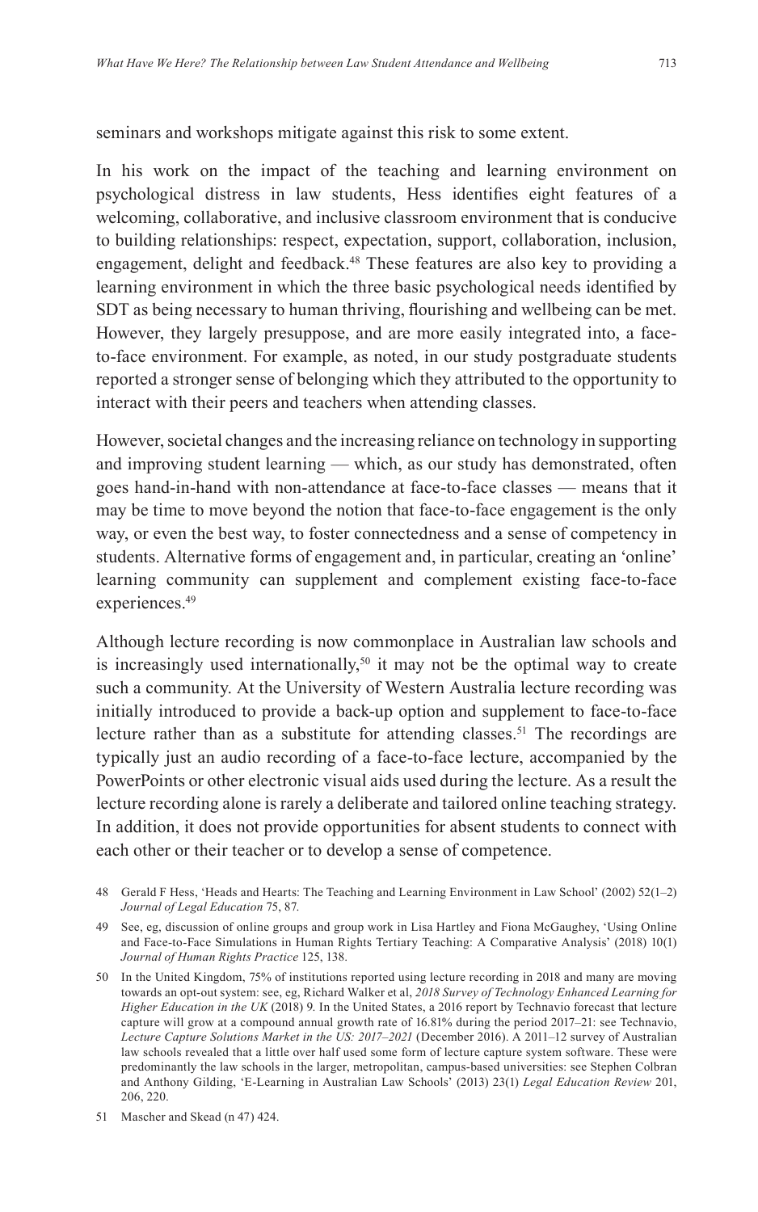seminars and workshops mitigate against this risk to some extent.

In his work on the impact of the teaching and learning environment on psychological distress in law students, Hess identifies eight features of a welcoming, collaborative, and inclusive classroom environment that is conducive to building relationships: respect, expectation, support, collaboration, inclusion, engagement, delight and feedback.[48] These features are also key to providing a learning environment in which the three basic psychological needs identified by SDT as being necessary to human thriving, flourishing and wellbeing can be met. However, they largely presuppose, and are more easily integrated into, a face-to-face environment. For example, as noted, in our study postgraduate students reported a stronger sense of belonging which they attributed to the opportunity to interact with their peers and teachers when attending classes.

However, societal changes and the increasing reliance on technology in supporting and improving student learning — which, as our study has demonstrated, often goes hand-in-hand with non-attendance at face-to-face classes — means that it may be time to move beyond the notion that face-to-face engagement is the only way, or even the best way, to foster connectedness and a sense of competency in students. Alternative forms of engagement and, in particular, creating an 'online' learning community can supplement and complement existing face-to-face experiences.[49]

Although lecture recording is now commonplace in Australian law schools and is increasingly used internationally,[50] it may not be the optimal way to create such a community. At the University of Western Australia lecture recording was initially introduced to provide a back-up option and supplement to face-to-face lecture rather than as a substitute for attending classes.[51] The recordings are typically just an audio recording of a face-to-face lecture, accompanied by the PowerPoints or other electronic visual aids used during the lecture. As a result the lecture recording alone is rarely a deliberate and tailored online teaching strategy. In addition, it does not provide opportunities for absent students to connect with each other or their teacher or to develop a sense of competence.

48 Gerald F Hess, 'Heads and Hearts: The Teaching and Learning Environment in Law School' (2002) 52(1–2) *Journal of Legal Education* 75, 87.

49 See, eg, discussion of online groups and group work in Lisa Hartley and Fiona McGaughey, 'Using Online and Face-to-Face Simulations in Human Rights Tertiary Teaching: A Comparative Analysis' (2018) 10(1) *Journal of Human Rights Practice* 125, 138.

50 In the United Kingdom, 75% of institutions reported using lecture recording in 2018 and many are moving towards an opt-out system: see, eg, Richard Walker et al, *2018 Survey of Technology Enhanced Learning for Higher Education in the UK* (2018) 9. In the United States, a 2016 report by Technavio forecast that lecture capture will grow at a compound annual growth rate of 16.81% during the period 2017–21: see Technavio, *Lecture Capture Solutions Market in the US: 2017–2021* (December 2016). A 2011–12 survey of Australian law schools revealed that a little over half used some form of lecture capture system software. These were predominantly the law schools in the larger, metropolitan, campus-based universities: see Stephen Colbran and Anthony Gilding, 'E-Learning in Australian Law Schools' (2013) 23(1) *Legal Education Review* 201, 206, 220.

51 Mascher and Skead (n 47) 424.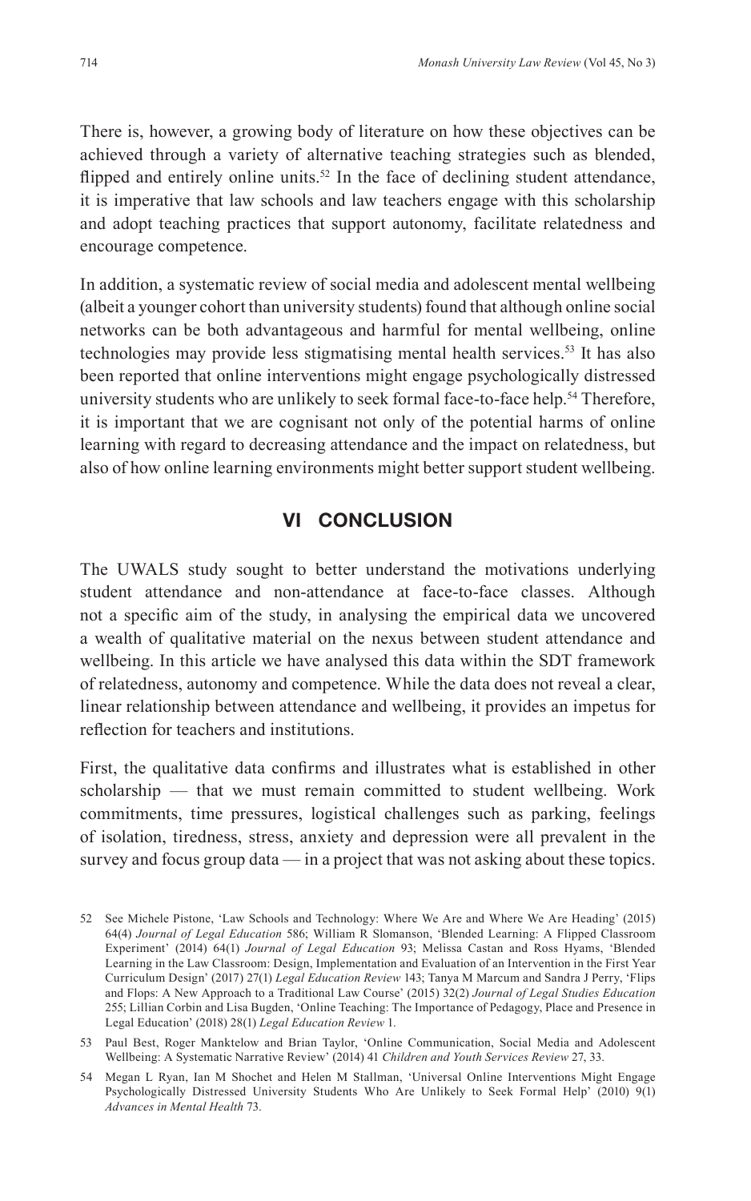There is, however, a growing body of literature on how these objectives can be achieved through a variety of alternative teaching strategies such as blended, flipped and entirely online units.[52] In the face of declining student attendance, it is imperative that law schools and law teachers engage with this scholarship and adopt teaching practices that support autonomy, facilitate relatedness and encourage competence.

In addition, a systematic review of social media and adolescent mental wellbeing (albeit a younger cohort than university students) found that although online social networks can be both advantageous and harmful for mental wellbeing, online technologies may provide less stigmatising mental health services.[53] It has also been reported that online interventions might engage psychologically distressed university students who are unlikely to seek formal face-to-face help.[54] Therefore, it is important that we are cognisant not only of the potential harms of online learning with regard to decreasing attendance and the impact on relatedness, but also of how online learning environments might better support student wellbeing.

## VI CONCLUSION

The UWALS study sought to better understand the motivations underlying student attendance and non-attendance at face-to-face classes. Although not a specific aim of the study, in analysing the empirical data we uncovered a wealth of qualitative material on the nexus between student attendance and wellbeing. In this article we have analysed this data within the SDT framework of relatedness, autonomy and competence. While the data does not reveal a clear, linear relationship between attendance and wellbeing, it provides an impetus for reflection for teachers and institutions.

First, the qualitative data confirms and illustrates what is established in other scholarship — that we must remain committed to student wellbeing. Work commitments, time pressures, logistical challenges such as parking, feelings of isolation, tiredness, stress, anxiety and depression were all prevalent in the survey and focus group data — in a project that was not asking about these topics.

52 See Michele Pistone, 'Law Schools and Technology: Where We Are and Where We Are Heading' (2015) 64(4) *Journal of Legal Education* 586; William R Slomanson, 'Blended Learning: A Flipped Classroom Experiment' (2014) 64(1) *Journal of Legal Education* 93; Melissa Castan and Ross Hyams, 'Blended Learning in the Law Classroom: Design, Implementation and Evaluation of an Intervention in the First Year Curriculum Design' (2017) 27(1) *Legal Education Review* 143; Tanya M Marcum and Sandra J Perry, 'Flips and Flops: A New Approach to a Traditional Law Course' (2015) 32(2) *Journal of Legal Studies Education* 255; Lillian Corbin and Lisa Bugden, 'Online Teaching: The Importance of Pedagogy, Place and Presence in Legal Education' (2018) 28(1) *Legal Education Review* 1.

53 Paul Best, Roger Manktelow and Brian Taylor, 'Online Communication, Social Media and Adolescent Wellbeing: A Systematic Narrative Review' (2014) 41 *Children and Youth Services Review* 27, 33.

54 Megan L Ryan, Ian M Shochet and Helen M Stallman, 'Universal Online Interventions Might Engage Psychologically Distressed University Students Who Are Unlikely to Seek Formal Help' (2010) 9(1) *Advances in Mental Health* 73.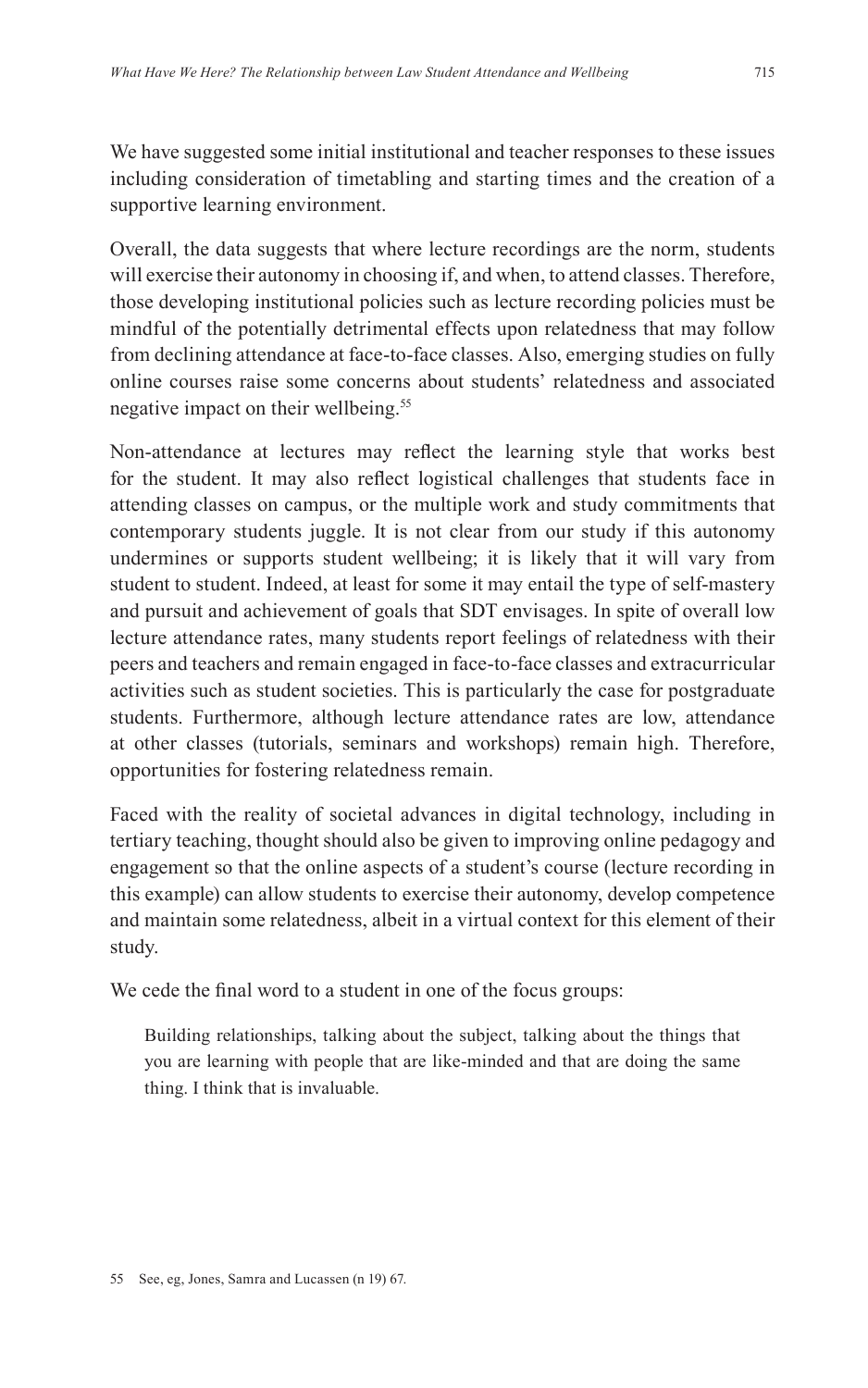We have suggested some initial institutional and teacher responses to these issues including consideration of timetabling and starting times and the creation of a supportive learning environment.

Overall, the data suggests that where lecture recordings are the norm, students will exercise their autonomy in choosing if, and when, to attend classes. Therefore, those developing institutional policies such as lecture recording policies must be mindful of the potentially detrimental effects upon relatedness that may follow from declining attendance at face-to-face classes. Also, emerging studies on fully online courses raise some concerns about students' relatedness and associated negative impact on their wellbeing.[55]

Non-attendance at lectures may reflect the learning style that works best for the student. It may also reflect logistical challenges that students face in attending classes on campus, or the multiple work and study commitments that contemporary students juggle. It is not clear from our study if this autonomy undermines or supports student wellbeing; it is likely that it will vary from student to student. Indeed, at least for some it may entail the type of self-mastery and pursuit and achievement of goals that SDT envisages. In spite of overall low lecture attendance rates, many students report feelings of relatedness with their peers and teachers and remain engaged in face-to-face classes and extracurricular activities such as student societies. This is particularly the case for postgraduate students. Furthermore, although lecture attendance rates are low, attendance at other classes (tutorials, seminars and workshops) remain high. Therefore, opportunities for fostering relatedness remain.

Faced with the reality of societal advances in digital technology, including in tertiary teaching, thought should also be given to improving online pedagogy and engagement so that the online aspects of a student's course (lecture recording in this example) can allow students to exercise their autonomy, develop competence and maintain some relatedness, albeit in a virtual context for this element of their study.

We cede the final word to a student in one of the focus groups:

> Building relationships, talking about the subject, talking about the things that you are learning with people that are like-minded and that are doing the same thing. I think that is invaluable.

55 See, eg, Jones, Samra and Lucassen (n 19) 67.